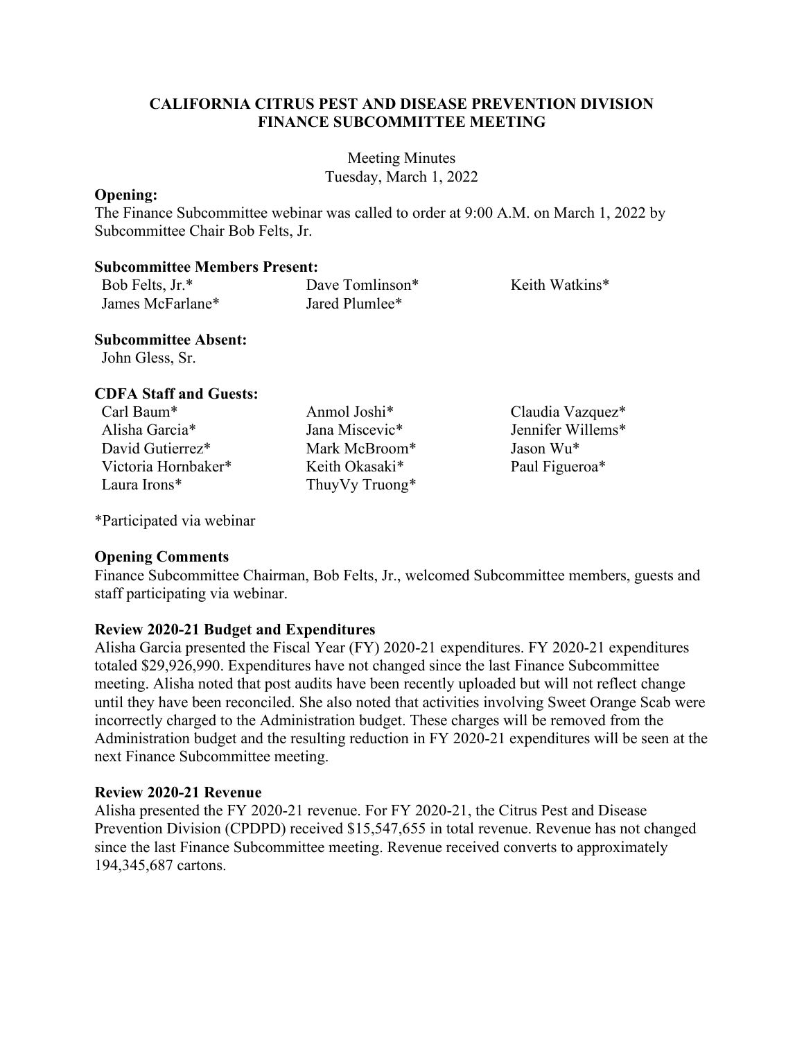# CALIFORNIA CITRUS PEST AND DISEASE PREVENTION DIVISION FINANCE SUBCOMMITTEE MEETING

Meeting Minutes
Tuesday, March 1, 2022

**Opening:**
The Finance Subcommittee webinar was called to order at 9:00 A.M. on March 1, 2022 by Subcommittee Chair Bob Felts, Jr.

**Subcommittee Members Present:**

Bob Felts, Jr.*
James McFarlane*
Dave Tomlinson*
Jared Plumlee*
Keith Watkins*

**Subcommittee Absent:**

John Gless, Sr.

**CDFA Staff and Guests:**

Carl Baum*
Alisha Garcia*
David Gutierrez*
Victoria Hornbaker*
Laura Irons*
Anmol Joshi*
Jana Miscevic*
Mark McBroom*
Keith Okasaki*
ThuyVy Truong*
Claudia Vazquez*
Jennifer Willems*
Jason Wu*
Paul Figueroa*

*Participated via webinar

**Opening Comments**
Finance Subcommittee Chairman, Bob Felts, Jr., welcomed Subcommittee members, guests and staff participating via webinar.

**Review 2020-21 Budget and Expenditures**
Alisha Garcia presented the Fiscal Year (FY) 2020-21 expenditures. FY 2020-21 expenditures totaled $29,926,990. Expenditures have not changed since the last Finance Subcommittee meeting. Alisha noted that post audits have been recently uploaded but will not reflect change until they have been reconciled. She also noted that activities involving Sweet Orange Scab were incorrectly charged to the Administration budget. These charges will be removed from the Administration budget and the resulting reduction in FY 2020-21 expenditures will be seen at the next Finance Subcommittee meeting.

**Review 2020-21 Revenue**
Alisha presented the FY 2020-21 revenue. For FY 2020-21, the Citrus Pest and Disease Prevention Division (CPDPD) received $15,547,655 in total revenue. Revenue has not changed since the last Finance Subcommittee meeting. Revenue received converts to approximately 194,345,687 cartons.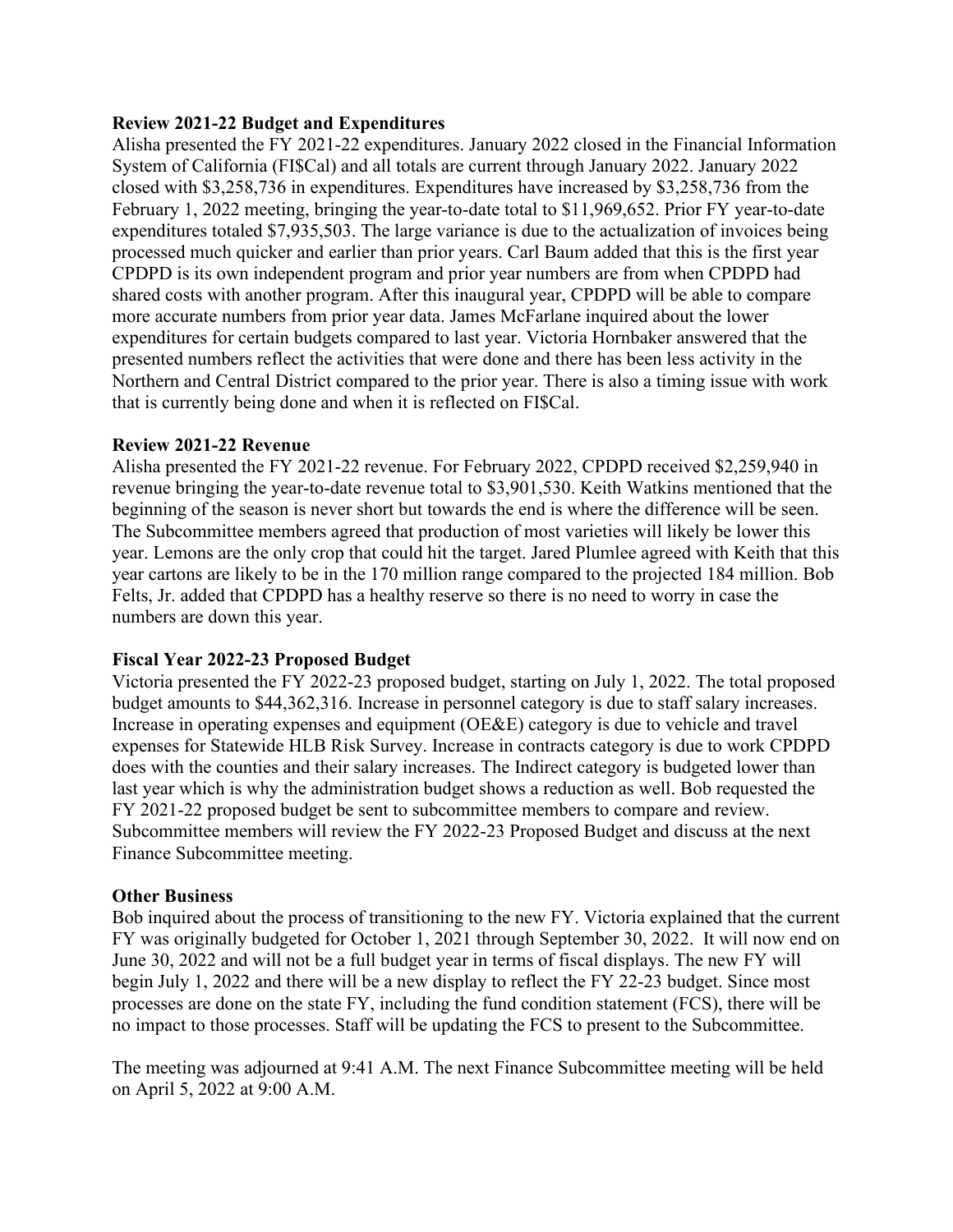**Review 2021-22 Budget and Expenditures**

Alisha presented the FY 2021-22 expenditures. January 2022 closed in the Financial Information System of California (FI$Cal) and all totals are current through January 2022. January 2022 closed with $3,258,736 in expenditures. Expenditures have increased by $3,258,736 from the February 1, 2022 meeting, bringing the year-to-date total to $11,969,652. Prior FY year-to-date expenditures totaled $7,935,503. The large variance is due to the actualization of invoices being processed much quicker and earlier than prior years. Carl Baum added that this is the first year CPDPD is its own independent program and prior year numbers are from when CPDPD had shared costs with another program. After this inaugural year, CPDPD will be able to compare more accurate numbers from prior year data. James McFarlane inquired about the lower expenditures for certain budgets compared to last year. Victoria Hornbaker answered that the presented numbers reflect the activities that were done and there has been less activity in the Northern and Central District compared to the prior year. There is also a timing issue with work that is currently being done and when it is reflected on FI$Cal.

**Review 2021-22 Revenue**

Alisha presented the FY 2021-22 revenue. For February 2022, CPDPD received $2,259,940 in revenue bringing the year-to-date revenue total to $3,901,530. Keith Watkins mentioned that the beginning of the season is never short but towards the end is where the difference will be seen. The Subcommittee members agreed that production of most varieties will likely be lower this year. Lemons are the only crop that could hit the target. Jared Plumlee agreed with Keith that this year cartons are likely to be in the 170 million range compared to the projected 184 million. Bob Felts, Jr. added that CPDPD has a healthy reserve so there is no need to worry in case the numbers are down this year.

**Fiscal Year 2022-23 Proposed Budget**

Victoria presented the FY 2022-23 proposed budget, starting on July 1, 2022. The total proposed budget amounts to $44,362,316. Increase in personnel category is due to staff salary increases. Increase in operating expenses and equipment (OE&E) category is due to vehicle and travel expenses for Statewide HLB Risk Survey. Increase in contracts category is due to work CPDPD does with the counties and their salary increases. The Indirect category is budgeted lower than last year which is why the administration budget shows a reduction as well. Bob requested the FY 2021-22 proposed budget be sent to subcommittee members to compare and review. Subcommittee members will review the FY 2022-23 Proposed Budget and discuss at the next Finance Subcommittee meeting.

**Other Business**

Bob inquired about the process of transitioning to the new FY. Victoria explained that the current FY was originally budgeted for October 1, 2021 through September 30, 2022. It will now end on June 30, 2022 and will not be a full budget year in terms of fiscal displays. The new FY will begin July 1, 2022 and there will be a new display to reflect the FY 22-23 budget. Since most processes are done on the state FY, including the fund condition statement (FCS), there will be no impact to those processes. Staff will be updating the FCS to present to the Subcommittee.

The meeting was adjourned at 9:41 A.M. The next Finance Subcommittee meeting will be held on April 5, 2022 at 9:00 A.M.